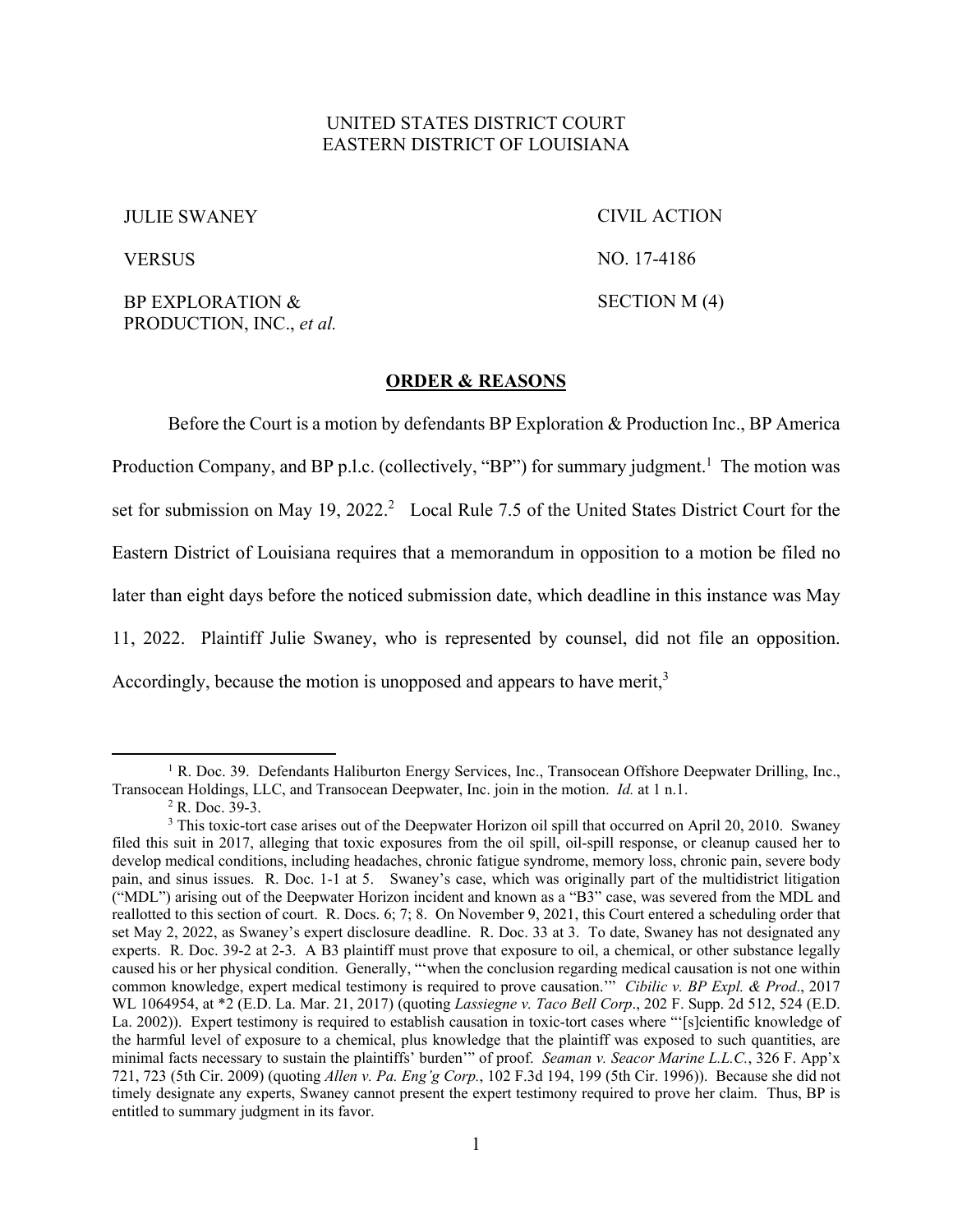UNITED STATES DISTRICT COURT
EASTERN DISTRICT OF LOUISIANA

| | |
|---|---|
| JULIE SWANEY | CIVIL ACTION |
| VERSUS | NO. 17-4186 |
| BP EXPLORATION & PRODUCTION, INC., *et al.* | SECTION M (4) |

## ORDER & REASONS

Before the Court is a motion by defendants BP Exploration & Production Inc., BP America Production Company, and BP p.l.c. (collectively, "BP") for summary judgment.[1] The motion was set for submission on May 19, 2022.[2] Local Rule 7.5 of the United States District Court for the Eastern District of Louisiana requires that a memorandum in opposition to a motion be filed no later than eight days before the noticed submission date, which deadline in this instance was May 11, 2022. Plaintiff Julie Swaney, who is represented by counsel, did not file an opposition. Accordingly, because the motion is unopposed and appears to have merit,[3]

---

[1] R. Doc. 39. Defendants Haliburton Energy Services, Inc., Transocean Offshore Deepwater Drilling, Inc., Transocean Holdings, LLC, and Transocean Deepwater, Inc. join in the motion. *Id.* at 1 n.1.

[2] R. Doc. 39-3.

[3] This toxic-tort case arises out of the Deepwater Horizon oil spill that occurred on April 20, 2010. Swaney filed this suit in 2017, alleging that toxic exposures from the oil spill, oil-spill response, or cleanup caused her to develop medical conditions, including headaches, chronic fatigue syndrome, memory loss, chronic pain, severe body pain, and sinus issues. R. Doc. 1-1 at 5. Swaney's case, which was originally part of the multidistrict litigation ("MDL") arising out of the Deepwater Horizon incident and known as a "B3" case, was severed from the MDL and reallotted to this section of court. R. Docs. 6; 7; 8. On November 9, 2021, this Court entered a scheduling order that set May 2, 2022, as Swaney's expert disclosure deadline. R. Doc. 33 at 3. To date, Swaney has not designated any experts. R. Doc. 39-2 at 2-3. A B3 plaintiff must prove that exposure to oil, a chemical, or other substance legally caused his or her physical condition. Generally, "'when the conclusion regarding medical causation is not one within common knowledge, expert medical testimony is required to prove causation.'" *Cibilic v. BP Expl. & Prod*., 2017 WL 1064954, at *2 (E.D. La. Mar. 21, 2017) (quoting *Lassiegne v. Taco Bell Corp*., 202 F. Supp. 2d 512, 524 (E.D. La. 2002)). Expert testimony is required to establish causation in toxic-tort cases where "'[s]cientific knowledge of the harmful level of exposure to a chemical, plus knowledge that the plaintiff was exposed to such quantities, are minimal facts necessary to sustain the plaintiffs' burden'" of proof. *Seaman v. Seacor Marine L.L.C.*, 326 F. App'x 721, 723 (5th Cir. 2009) (quoting *Allen v. Pa. Eng'g Corp.*, 102 F.3d 194, 199 (5th Cir. 1996)). Because she did not timely designate any experts, Swaney cannot present the expert testimony required to prove her claim. Thus, BP is entitled to summary judgment in its favor.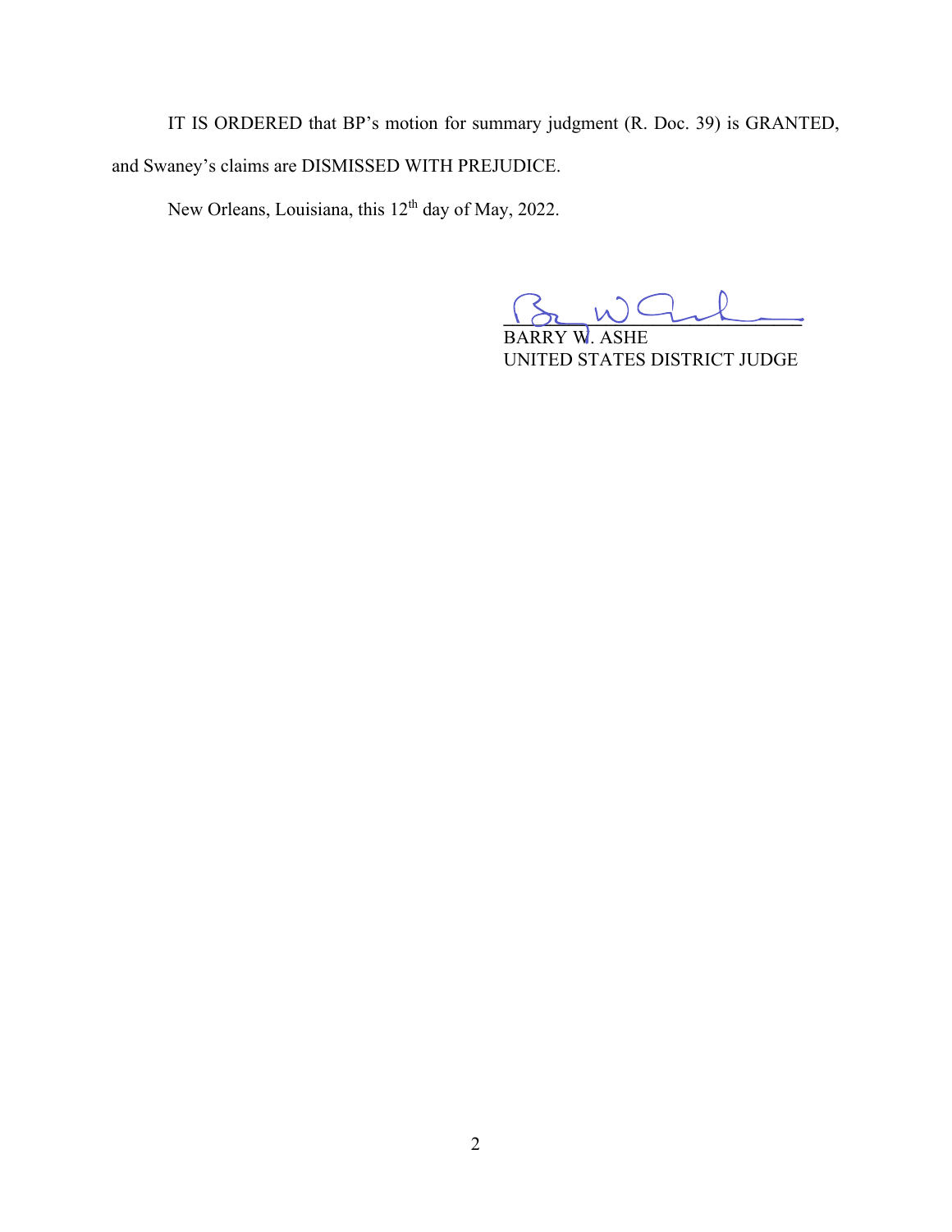IT IS ORDERED that BP's motion for summary judgment (R. Doc. 39) is GRANTED, and Swaney's claims are DISMISSED WITH PREJUDICE.

New Orleans, Louisiana, this 12th day of May, 2022.

BARRY W. ASHE
UNITED STATES DISTRICT JUDGE